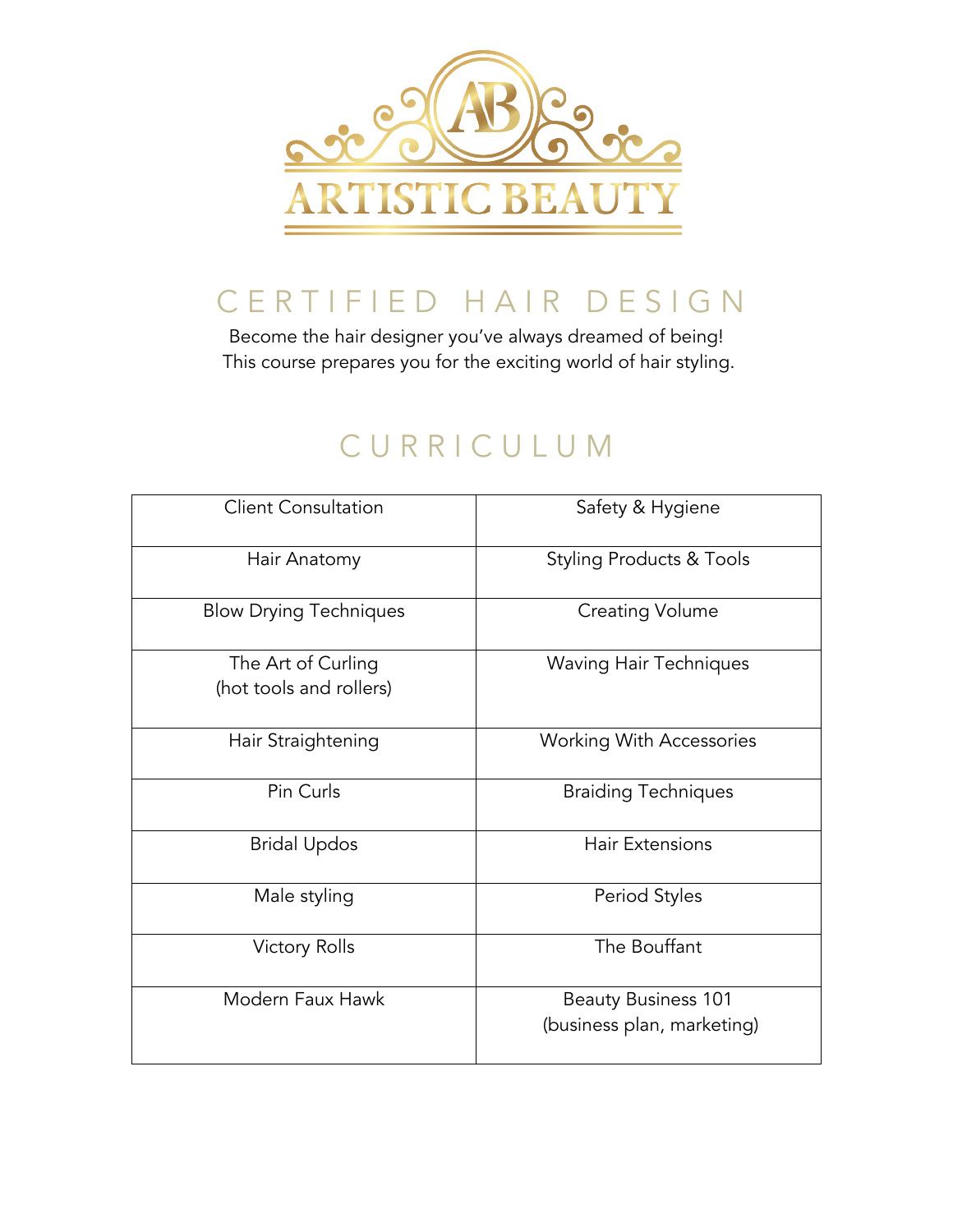# ARTISTIC BEAUTY

## CERTIFIED HAIR DESIGN

Become the hair designer you've always dreamed of being!
This course prepares you for the exciting world of hair styling.

## CURRICULUM

| | |
|---|---|
| Client Consultation | Safety & Hygiene |
| Hair Anatomy | Styling Products & Tools |
| Blow Drying Techniques | Creating Volume |
| The Art of Curling (hot tools and rollers) | Waving Hair Techniques |
| Hair Straightening | Working With Accessories |
| Pin Curls | Braiding Techniques |
| Bridal Updos | Hair Extensions |
| Male styling | Period Styles |
| Victory Rolls | The Bouffant |
| Modern Faux Hawk | Beauty Business 101 (business plan, marketing) |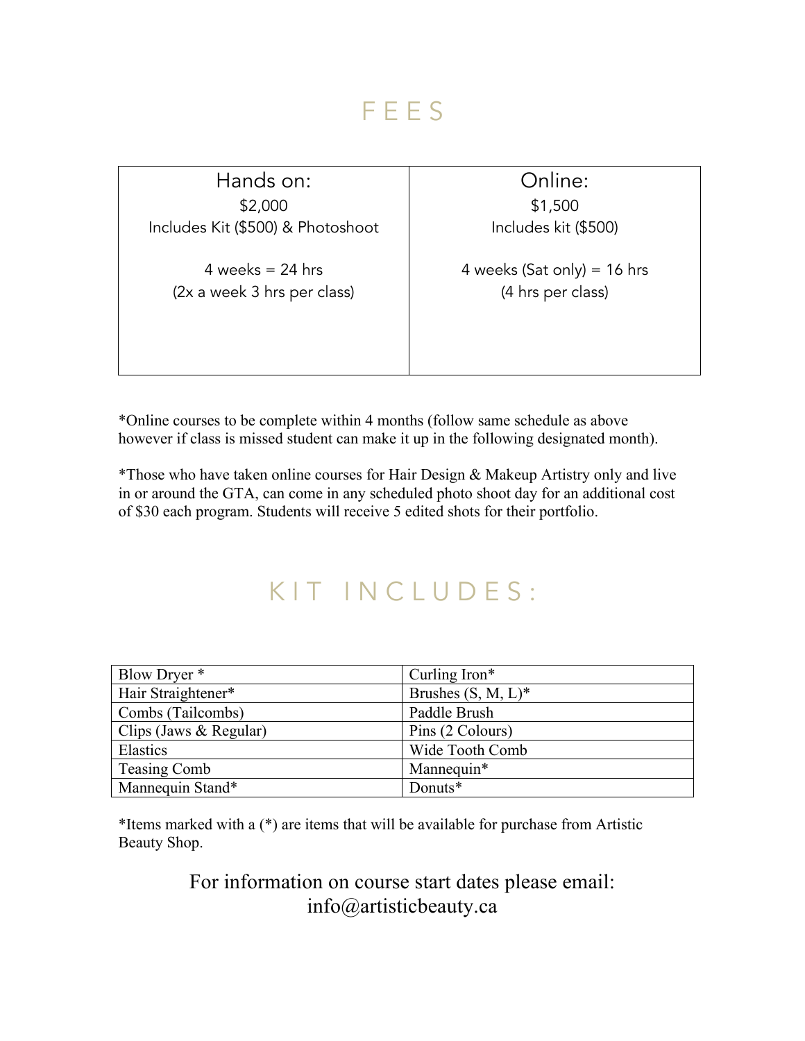# FEES

| Hands on: | Online: |
|---|---|
| $2,000<br>Includes Kit ($500) & Photoshoot<br><br>4 weeks = 24 hrs<br>(2x a week 3 hrs per class) | $1,500<br>Includes kit ($500)<br><br>4 weeks (Sat only) = 16 hrs<br>(4 hrs per class) |

*Online courses to be complete within 4 months (follow same schedule as above however if class is missed student can make it up in the following designated month).

*Those who have taken online courses for Hair Design & Makeup Artistry only and live in or around the GTA, can come in any scheduled photo shoot day for an additional cost of $30 each program. Students will receive 5 edited shots for their portfolio.

# KIT INCLUDES:

| | |
|---|---|
| Blow Dryer * | Curling Iron* |
| Hair Straightener* | Brushes (S, M, L)* |
| Combs (Tailcombs) | Paddle Brush |
| Clips (Jaws & Regular) | Pins (2 Colours) |
| Elastics | Wide Tooth Comb |
| Teasing Comb | Mannequin* |
| Mannequin Stand* | Donuts* |

*Items marked with a (*) are items that will be available for purchase from Artistic Beauty Shop.

For information on course start dates please email:
info@artisticbeauty.ca